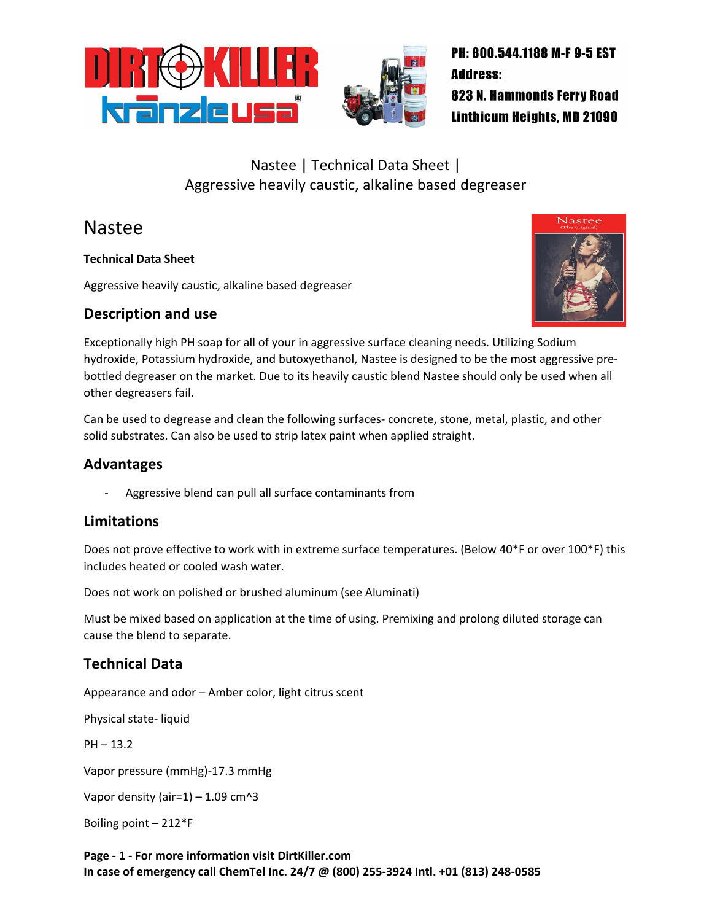PH: 800.544.1188 M-F 9-5 EST
Address:
823 N. Hammonds Ferry Road
Linthicum Heights, MD 21090

Nastee | Technical Data Sheet |
Aggressive heavily caustic, alkaline based degreaser

# Nastee

**Technical Data Sheet**

Aggressive heavily caustic, alkaline based degreaser

## Description and use

Exceptionally high PH soap for all of your in aggressive surface cleaning needs. Utilizing Sodium hydroxide, Potassium hydroxide, and butoxyethanol, Nastee is designed to be the most aggressive pre-bottled degreaser on the market. Due to its heavily caustic blend Nastee should only be used when all other degreasers fail.

Can be used to degrease and clean the following surfaces- concrete, stone, metal, plastic, and other solid substrates. Can also be used to strip latex paint when applied straight.

## Advantages

- Aggressive blend can pull all surface contaminants from

## Limitations

Does not prove effective to work with in extreme surface temperatures. (Below 40*F or over 100*F) this includes heated or cooled wash water.

Does not work on polished or brushed aluminum (see Aluminati)

Must be mixed based on application at the time of using. Premixing and prolong diluted storage can cause the blend to separate.

## Technical Data

Appearance and odor – Amber color, light citrus scent

Physical state- liquid

PH – 13.2

Vapor pressure (mmHg)-17.3 mmHg

Vapor density (air=1) – 1.09 cm^3

Boiling point – 212*F

**For more information visit DirtKiller.com**
**In case of emergency call ChemTel Inc. 24/7 @ (800) 255-3924 Intl. +01 (813) 248-0585**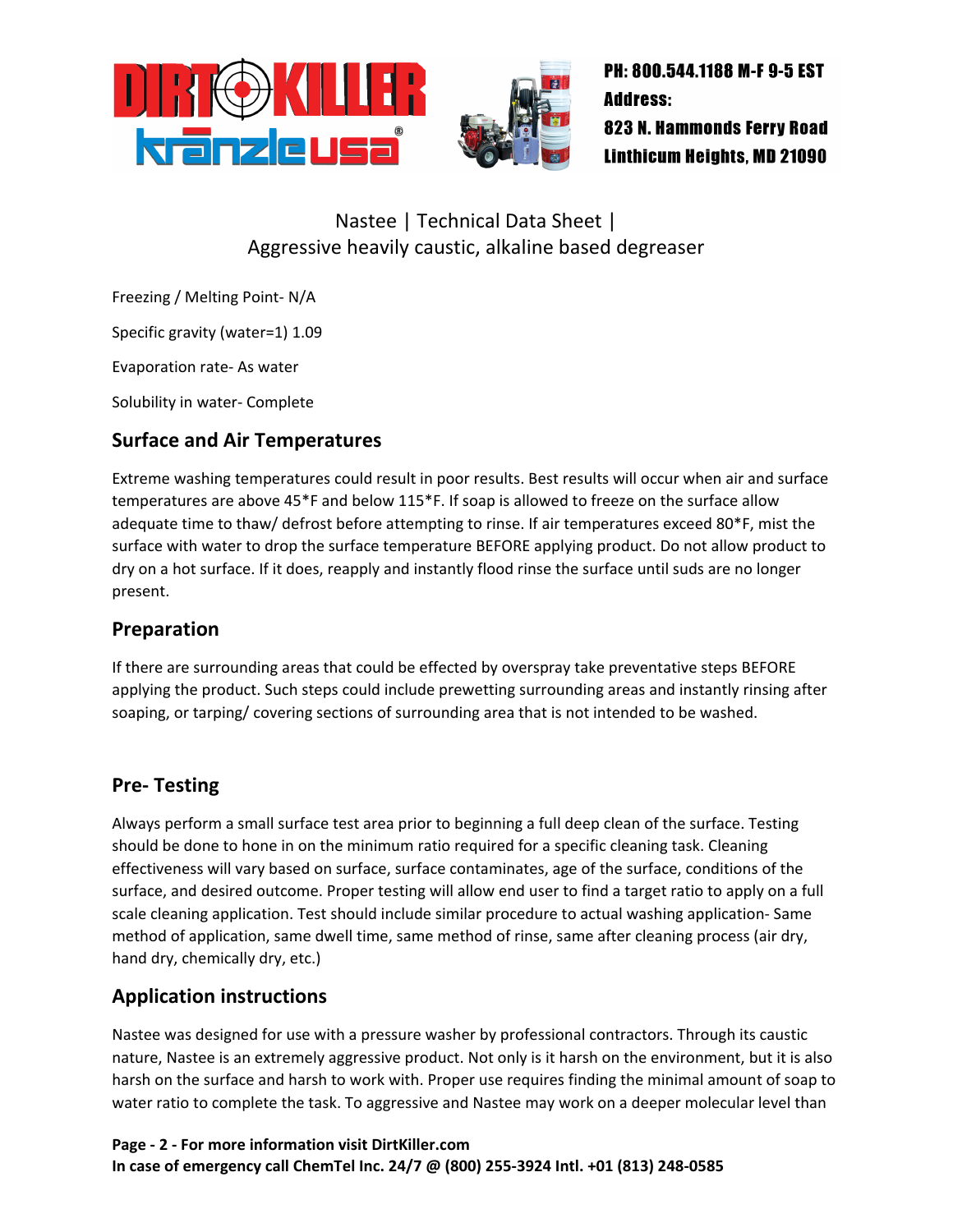Nastee | Technical Data Sheet |
Aggressive heavily caustic, alkaline based degreaser

Freezing / Melting Point- N/A

Specific gravity (water=1) 1.09

Evaporation rate- As water

Solubility in water- Complete

## Surface and Air Temperatures

Extreme washing temperatures could result in poor results. Best results will occur when air and surface temperatures are above 45*F and below 115*F. If soap is allowed to freeze on the surface allow adequate time to thaw/ defrost before attempting to rinse. If air temperatures exceed 80*F, mist the surface with water to drop the surface temperature BEFORE applying product. Do not allow product to dry on a hot surface. If it does, reapply and instantly flood rinse the surface until suds are no longer present.

## Preparation

If there are surrounding areas that could be effected by overspray take preventative steps BEFORE applying the product. Such steps could include prewetting surrounding areas and instantly rinsing after soaping, or tarping/ covering sections of surrounding area that is not intended to be washed.

## Pre- Testing

Always perform a small surface test area prior to beginning a full deep clean of the surface. Testing should be done to hone in on the minimum ratio required for a specific cleaning task. Cleaning effectiveness will vary based on surface, surface contaminates, age of the surface, conditions of the surface, and desired outcome. Proper testing will allow end user to find a target ratio to apply on a full scale cleaning application. Test should include similar procedure to actual washing application- Same method of application, same dwell time, same method of rinse, same after cleaning process (air dry, hand dry, chemically dry, etc.)

## Application instructions

Nastee was designed for use with a pressure washer by professional contractors. Through its caustic nature, Nastee is an extremely aggressive product. Not only is it harsh on the environment, but it is also harsh on the surface and harsh to work with. Proper use requires finding the minimal amount of soap to water ratio to complete the task. To aggressive and Nastee may work on a deeper molecular level than

**For more information visit DirtKiller.com**
**In case of emergency call ChemTel Inc. 24/7 @ (800) 255-3924 Intl. +01 (813) 248-0585**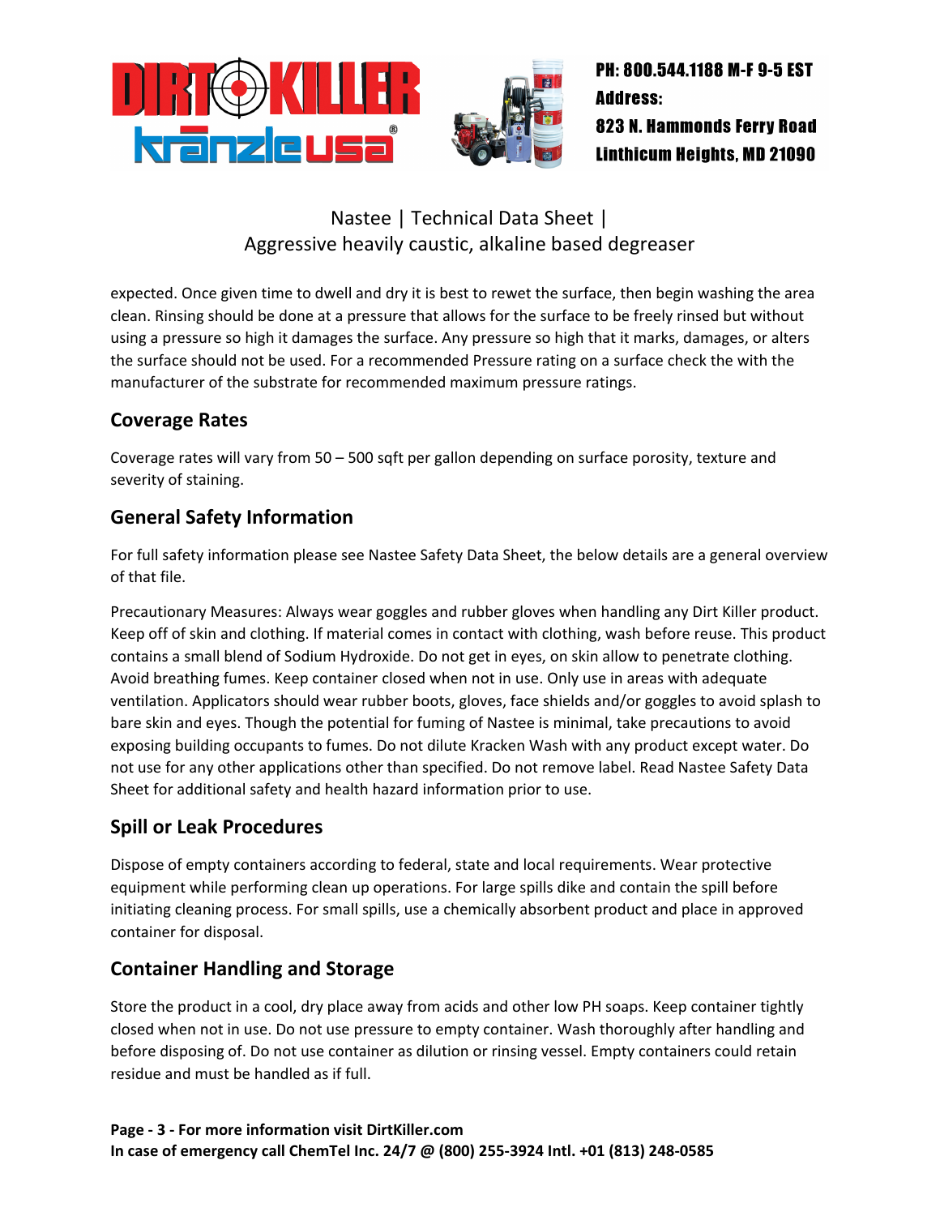expected. Once given time to dwell and dry it is best to rewet the surface, then begin washing the area clean. Rinsing should be done at a pressure that allows for the surface to be freely rinsed but without using a pressure so high it damages the surface. Any pressure so high that it marks, damages, or alters the surface should not be used. For a recommended Pressure rating on a surface check the with the manufacturer of the substrate for recommended maximum pressure ratings.

## Coverage Rates

Coverage rates will vary from 50 – 500 sqft per gallon depending on surface porosity, texture and severity of staining.

## General Safety Information

For full safety information please see Nastee Safety Data Sheet, the below details are a general overview of that file.

Precautionary Measures: Always wear goggles and rubber gloves when handling any Dirt Killer product. Keep off of skin and clothing. If material comes in contact with clothing, wash before reuse. This product contains a small blend of Sodium Hydroxide. Do not get in eyes, on skin allow to penetrate clothing. Avoid breathing fumes. Keep container closed when not in use. Only use in areas with adequate ventilation. Applicators should wear rubber boots, gloves, face shields and/or goggles to avoid splash to bare skin and eyes. Though the potential for fuming of Nastee is minimal, take precautions to avoid exposing building occupants to fumes. Do not dilute Kracken Wash with any product except water. Do not use for any other applications other than specified. Do not remove label. Read Nastee Safety Data Sheet for additional safety and health hazard information prior to use.

## Spill or Leak Procedures

Dispose of empty containers according to federal, state and local requirements. Wear protective equipment while performing clean up operations. For large spills dike and contain the spill before initiating cleaning process. For small spills, use a chemically absorbent product and place in approved container for disposal.

## Container Handling and Storage

Store the product in a cool, dry place away from acids and other low PH soaps. Keep container tightly closed when not in use. Do not use pressure to empty container. Wash thoroughly after handling and before disposing of. Do not use container as dilution or rinsing vessel. Empty containers could retain residue and must be handled as if full.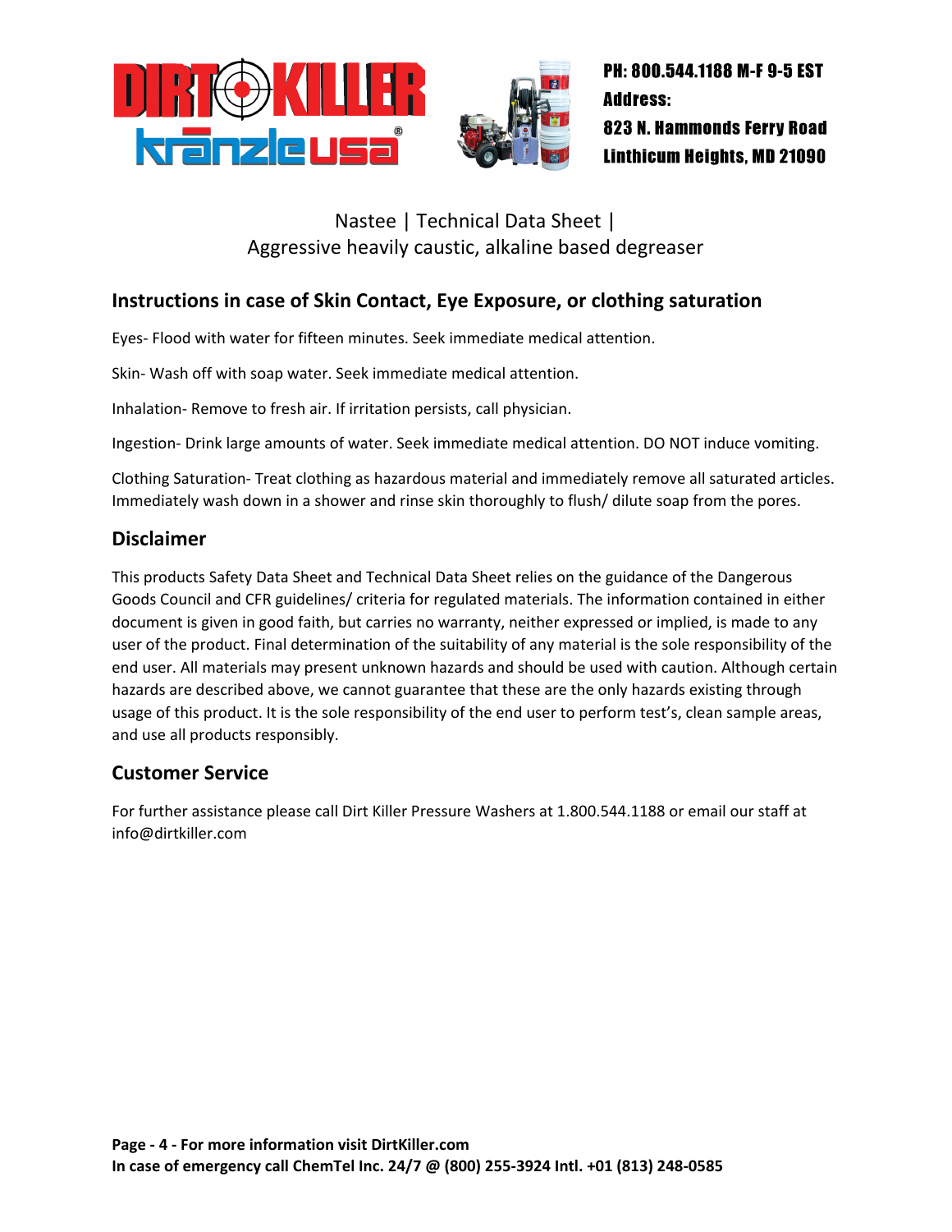Nastee | Technical Data Sheet |
Aggressive heavily caustic, alkaline based degreaser

## Instructions in case of Skin Contact, Eye Exposure, or clothing saturation

Eyes- Flood with water for fifteen minutes. Seek immediate medical attention.

Skin- Wash off with soap water. Seek immediate medical attention.

Inhalation- Remove to fresh air. If irritation persists, call physician.

Ingestion- Drink large amounts of water. Seek immediate medical attention. DO NOT induce vomiting.

Clothing Saturation- Treat clothing as hazardous material and immediately remove all saturated articles. Immediately wash down in a shower and rinse skin thoroughly to flush/ dilute soap from the pores.

## Disclaimer

This products Safety Data Sheet and Technical Data Sheet relies on the guidance of the Dangerous Goods Council and CFR guidelines/ criteria for regulated materials. The information contained in either document is given in good faith, but carries no warranty, neither expressed or implied, is made to any user of the product. Final determination of the suitability of any material is the sole responsibility of the end user. All materials may present unknown hazards and should be used with caution. Although certain hazards are described above, we cannot guarantee that these are the only hazards existing through usage of this product. It is the sole responsibility of the end user to perform test's, clean sample areas, and use all products responsibly.

## Customer Service

For further assistance please call Dirt Killer Pressure Washers at 1.800.544.1188 or email our staff at info@dirtkiller.com